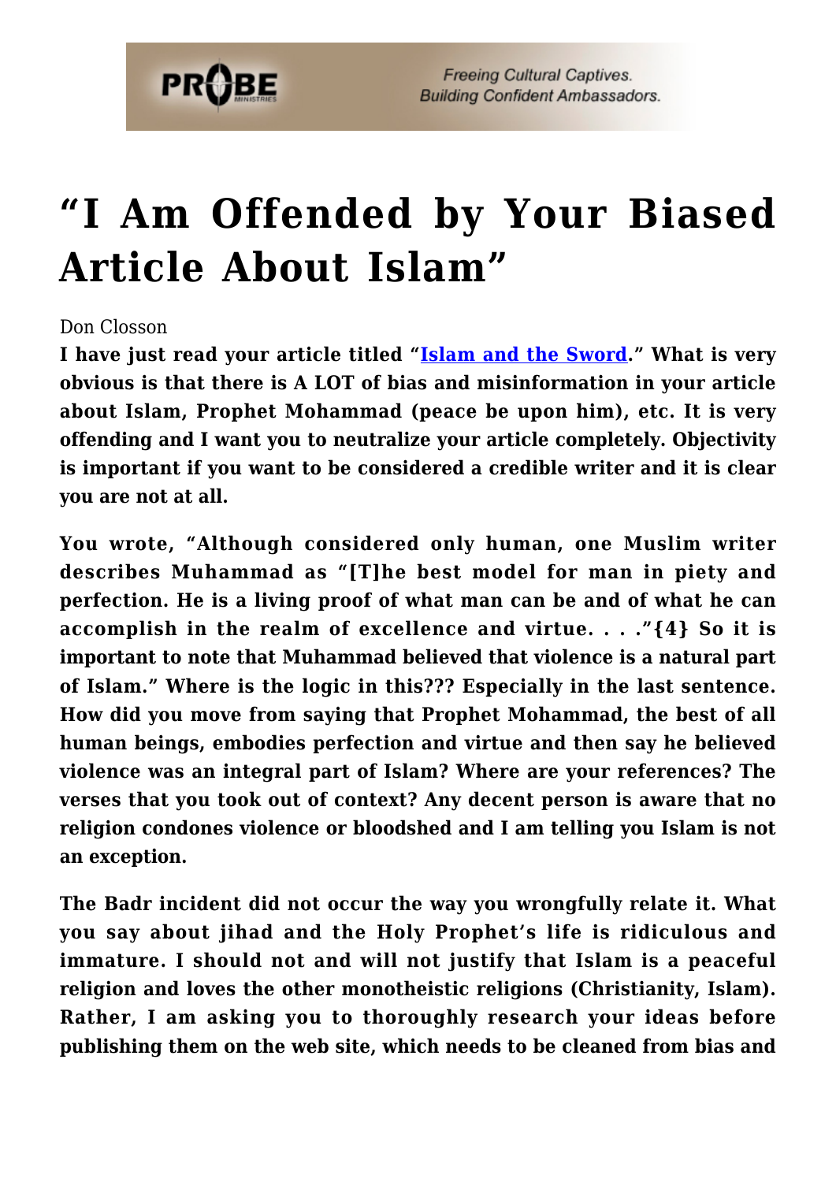# "I Am Offended by Your Biased Article About Islam"

Don Closson

**I have just read your article titled "[Islam and the Sword]." What is very obvious is that there is A LOT of bias and misinformation in your article about Islam, Prophet Mohammad (peace be upon him), etc. It is very offending and I want you to neutralize your article completely. Objectivity is important if you want to be considered a credible writer and it is clear you are not at all.**

**You wrote, "Although considered only human, one Muslim writer describes Muhammad as "[T]he best model for man in piety and perfection. He is a living proof of what man can be and of what he can accomplish in the realm of excellence and virtue. . . ."{4} So it is important to note that Muhammad believed that violence is a natural part of Islam." Where is the logic in this??? Especially in the last sentence. How did you move from saying that Prophet Mohammad, the best of all human beings, embodies perfection and virtue and then say he believed violence was an integral part of Islam? Where are your references? The verses that you took out of context? Any decent person is aware that no religion condones violence or bloodshed and I am telling you Islam is not an exception.**

**The Badr incident did not occur the way you wrongfully relate it. What you say about jihad and the Holy Prophet's life is ridiculous and immature. I should not and will not justify that Islam is a peaceful religion and loves the other monotheistic religions (Christianity, Islam). Rather, I am asking you to thoroughly research your ideas before publishing them on the web site, which needs to be cleaned from bias and**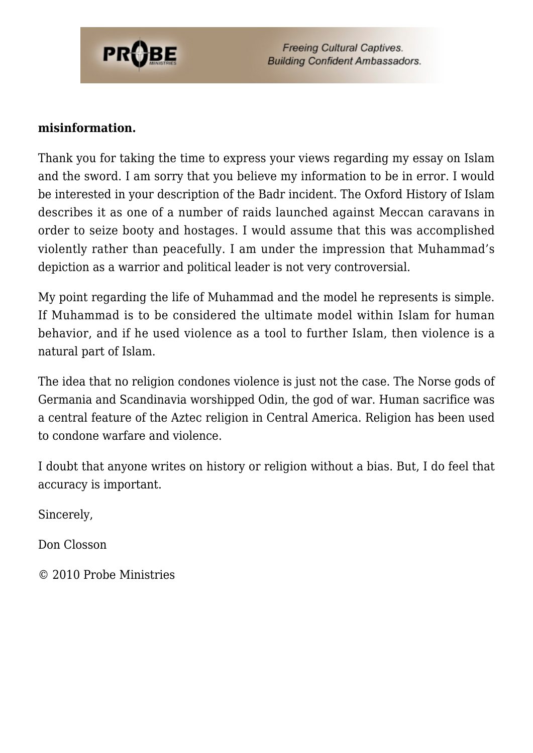**misinformation.**

Thank you for taking the time to express your views regarding my essay on Islam and the sword. I am sorry that you believe my information to be in error. I would be interested in your description of the Badr incident. The Oxford History of Islam describes it as one of a number of raids launched against Meccan caravans in order to seize booty and hostages. I would assume that this was accomplished violently rather than peacefully. I am under the impression that Muhammad's depiction as a warrior and political leader is not very controversial.

My point regarding the life of Muhammad and the model he represents is simple. If Muhammad is to be considered the ultimate model within Islam for human behavior, and if he used violence as a tool to further Islam, then violence is a natural part of Islam.

The idea that no religion condones violence is just not the case. The Norse gods of Germania and Scandinavia worshipped Odin, the god of war. Human sacrifice was a central feature of the Aztec religion in Central America. Religion has been used to condone warfare and violence.

I doubt that anyone writes on history or religion without a bias. But, I do feel that accuracy is important.

Sincerely,

Don Closson

© 2010 Probe Ministries